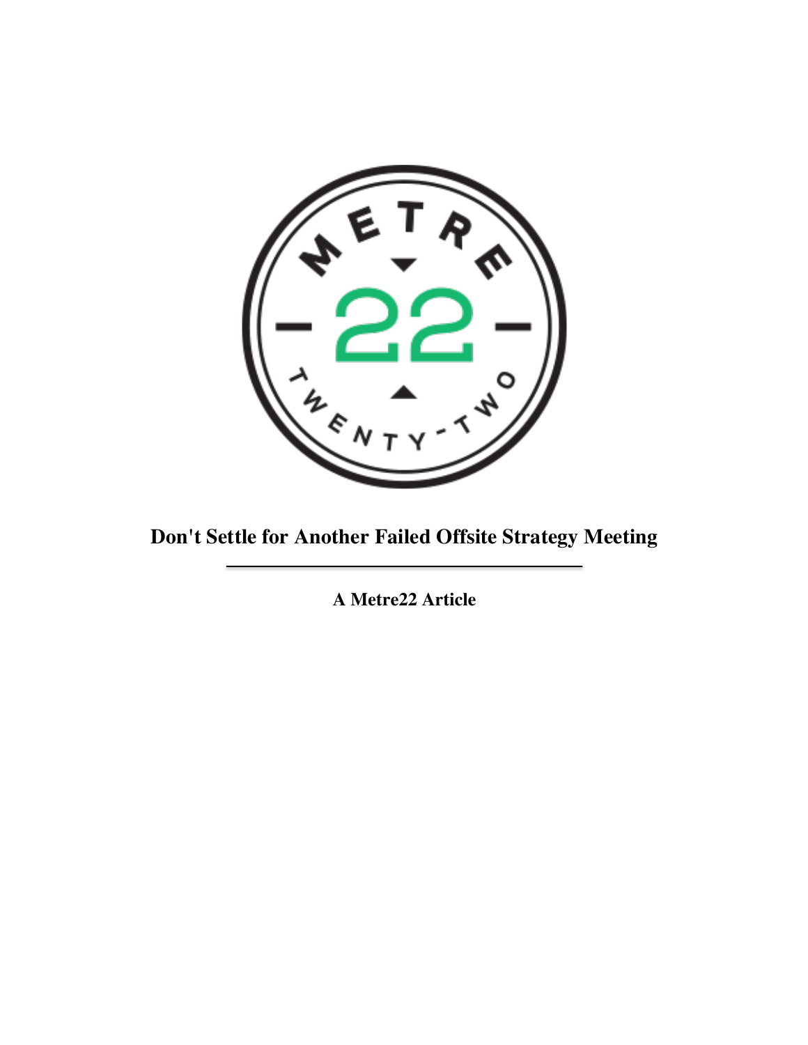# Don't Settle for Another Failed Offsite Strategy Meeting

**A Metre22 Article**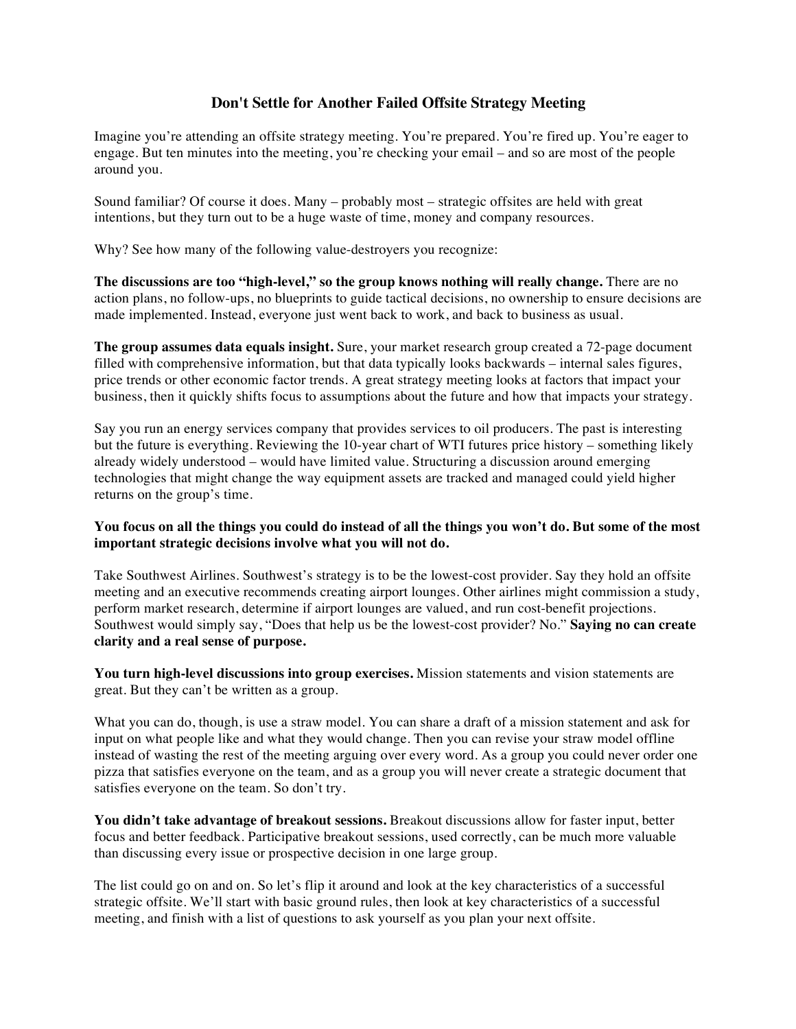## Don't Settle for Another Failed Offsite Strategy Meeting

Imagine you're attending an offsite strategy meeting. You're prepared. You're fired up. You're eager to engage. But ten minutes into the meeting, you're checking your email – and so are most of the people around you.

Sound familiar? Of course it does. Many – probably most – strategic offsites are held with great intentions, but they turn out to be a huge waste of time, money and company resources.

Why? See how many of the following value-destroyers you recognize:

**The discussions are too "high-level," so the group knows nothing will really change.** There are no action plans, no follow-ups, no blueprints to guide tactical decisions, no ownership to ensure decisions are made implemented. Instead, everyone just went back to work, and back to business as usual.

**The group assumes data equals insight.** Sure, your market research group created a 72-page document filled with comprehensive information, but that data typically looks backwards – internal sales figures, price trends or other economic factor trends. A great strategy meeting looks at factors that impact your business, then it quickly shifts focus to assumptions about the future and how that impacts your strategy.

Say you run an energy services company that provides services to oil producers. The past is interesting but the future is everything. Reviewing the 10-year chart of WTI futures price history – something likely already widely understood – would have limited value. Structuring a discussion around emerging technologies that might change the way equipment assets are tracked and managed could yield higher returns on the group's time.

**You focus on all the things you could do instead of all the things you won't do. But some of the most important strategic decisions involve what you will not do.**

Take Southwest Airlines. Southwest's strategy is to be the lowest-cost provider. Say they hold an offsite meeting and an executive recommends creating airport lounges. Other airlines might commission a study, perform market research, determine if airport lounges are valued, and run cost-benefit projections. Southwest would simply say, "Does that help us be the lowest-cost provider? No." **Saying no can create clarity and a real sense of purpose.**

**You turn high-level discussions into group exercises.** Mission statements and vision statements are great. But they can't be written as a group.

What you can do, though, is use a straw model. You can share a draft of a mission statement and ask for input on what people like and what they would change. Then you can revise your straw model offline instead of wasting the rest of the meeting arguing over every word. As a group you could never order one pizza that satisfies everyone on the team, and as a group you will never create a strategic document that satisfies everyone on the team. So don't try.

**You didn't take advantage of breakout sessions.** Breakout discussions allow for faster input, better focus and better feedback. Participative breakout sessions, used correctly, can be much more valuable than discussing every issue or prospective decision in one large group.

The list could go on and on. So let's flip it around and look at the key characteristics of a successful strategic offsite. We'll start with basic ground rules, then look at key characteristics of a successful meeting, and finish with a list of questions to ask yourself as you plan your next offsite.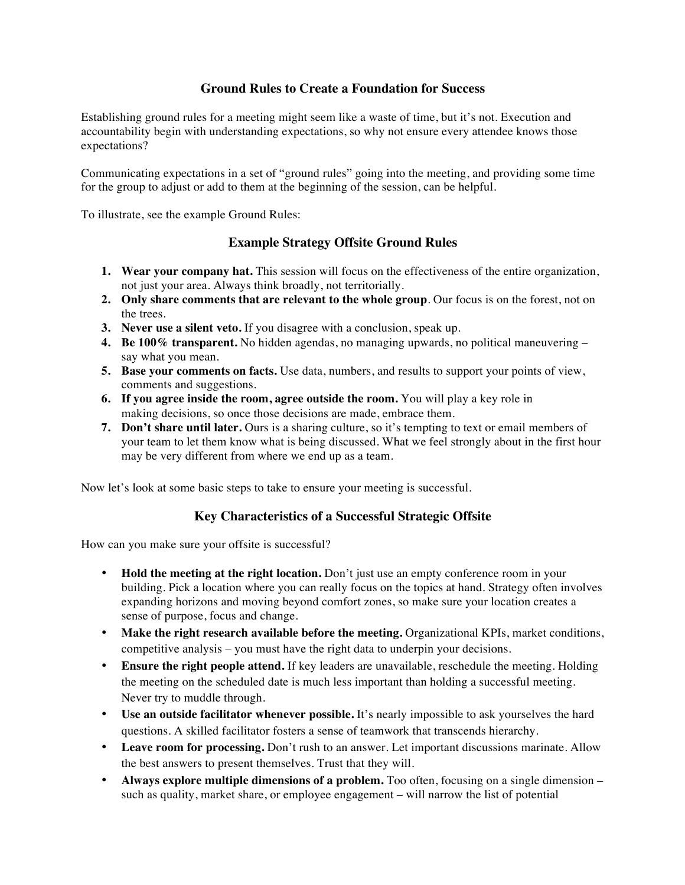## Ground Rules to Create a Foundation for Success

Establishing ground rules for a meeting might seem like a waste of time, but it's not. Execution and accountability begin with understanding expectations, so why not ensure every attendee knows those expectations?

Communicating expectations in a set of "ground rules" going into the meeting, and providing some time for the group to adjust or add to them at the beginning of the session, can be helpful.

To illustrate, see the example Ground Rules:

## Example Strategy Offsite Ground Rules

1. **Wear your company hat.** This session will focus on the effectiveness of the entire organization, not just your area. Always think broadly, not territorially.
2. **Only share comments that are relevant to the whole group**. Our focus is on the forest, not on the trees.
3. **Never use a silent veto.** If you disagree with a conclusion, speak up.
4. **Be 100% transparent.** No hidden agendas, no managing upwards, no political maneuvering – say what you mean.
5. **Base your comments on facts.** Use data, numbers, and results to support your points of view, comments and suggestions.
6. **If you agree inside the room, agree outside the room.** You will play a key role in making decisions, so once those decisions are made, embrace them.
7. **Don't share until later.** Ours is a sharing culture, so it's tempting to text or email members of your team to let them know what is being discussed. What we feel strongly about in the first hour may be very different from where we end up as a team.

Now let's look at some basic steps to take to ensure your meeting is successful.

## Key Characteristics of a Successful Strategic Offsite

How can you make sure your offsite is successful?

- **Hold the meeting at the right location.** Don't just use an empty conference room in your building. Pick a location where you can really focus on the topics at hand. Strategy often involves expanding horizons and moving beyond comfort zones, so make sure your location creates a sense of purpose, focus and change.
- **Make the right research available before the meeting.** Organizational KPIs, market conditions, competitive analysis – you must have the right data to underpin your decisions.
- **Ensure the right people attend.** If key leaders are unavailable, reschedule the meeting. Holding the meeting on the scheduled date is much less important than holding a successful meeting. Never try to muddle through.
- **Use an outside facilitator whenever possible.** It's nearly impossible to ask yourselves the hard questions. A skilled facilitator fosters a sense of teamwork that transcends hierarchy.
- **Leave room for processing.** Don't rush to an answer. Let important discussions marinate. Allow the best answers to present themselves. Trust that they will.
- **Always explore multiple dimensions of a problem.** Too often, focusing on a single dimension – such as quality, market share, or employee engagement – will narrow the list of potential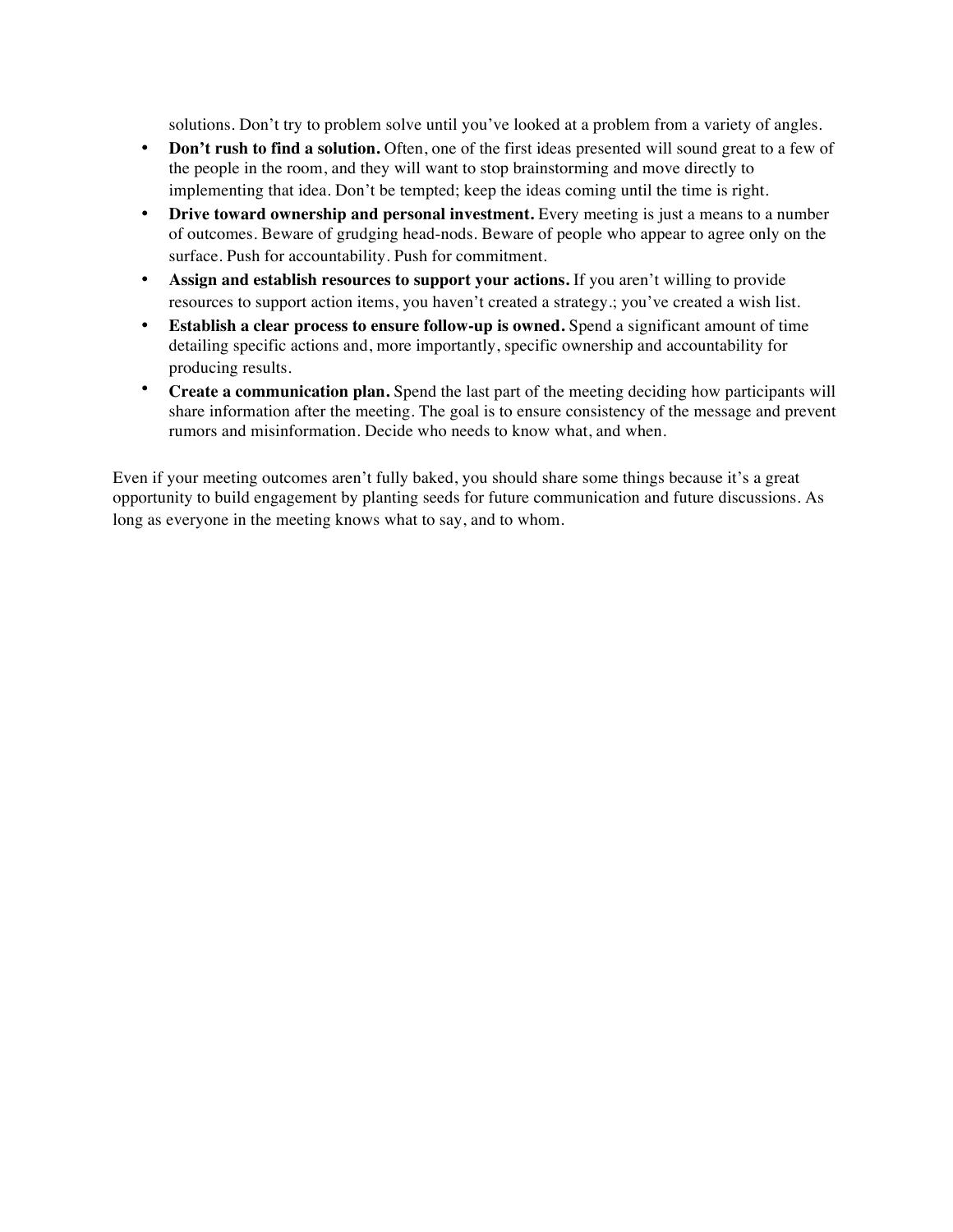solutions. Don't try to problem solve until you've looked at a problem from a variety of angles.

- **Don't rush to find a solution.** Often, one of the first ideas presented will sound great to a few of the people in the room, and they will want to stop brainstorming and move directly to implementing that idea. Don't be tempted; keep the ideas coming until the time is right.
- **Drive toward ownership and personal investment.** Every meeting is just a means to a number of outcomes. Beware of grudging head-nods. Beware of people who appear to agree only on the surface. Push for accountability. Push for commitment.
- **Assign and establish resources to support your actions.** If you aren't willing to provide resources to support action items, you haven't created a strategy.; you've created a wish list.
- **Establish a clear process to ensure follow-up is owned.** Spend a significant amount of time detailing specific actions and, more importantly, specific ownership and accountability for producing results.
- **Create a communication plan.** Spend the last part of the meeting deciding how participants will share information after the meeting. The goal is to ensure consistency of the message and prevent rumors and misinformation. Decide who needs to know what, and when.

Even if your meeting outcomes aren't fully baked, you should share some things because it's a great opportunity to build engagement by planting seeds for future communication and future discussions. As long as everyone in the meeting knows what to say, and to whom.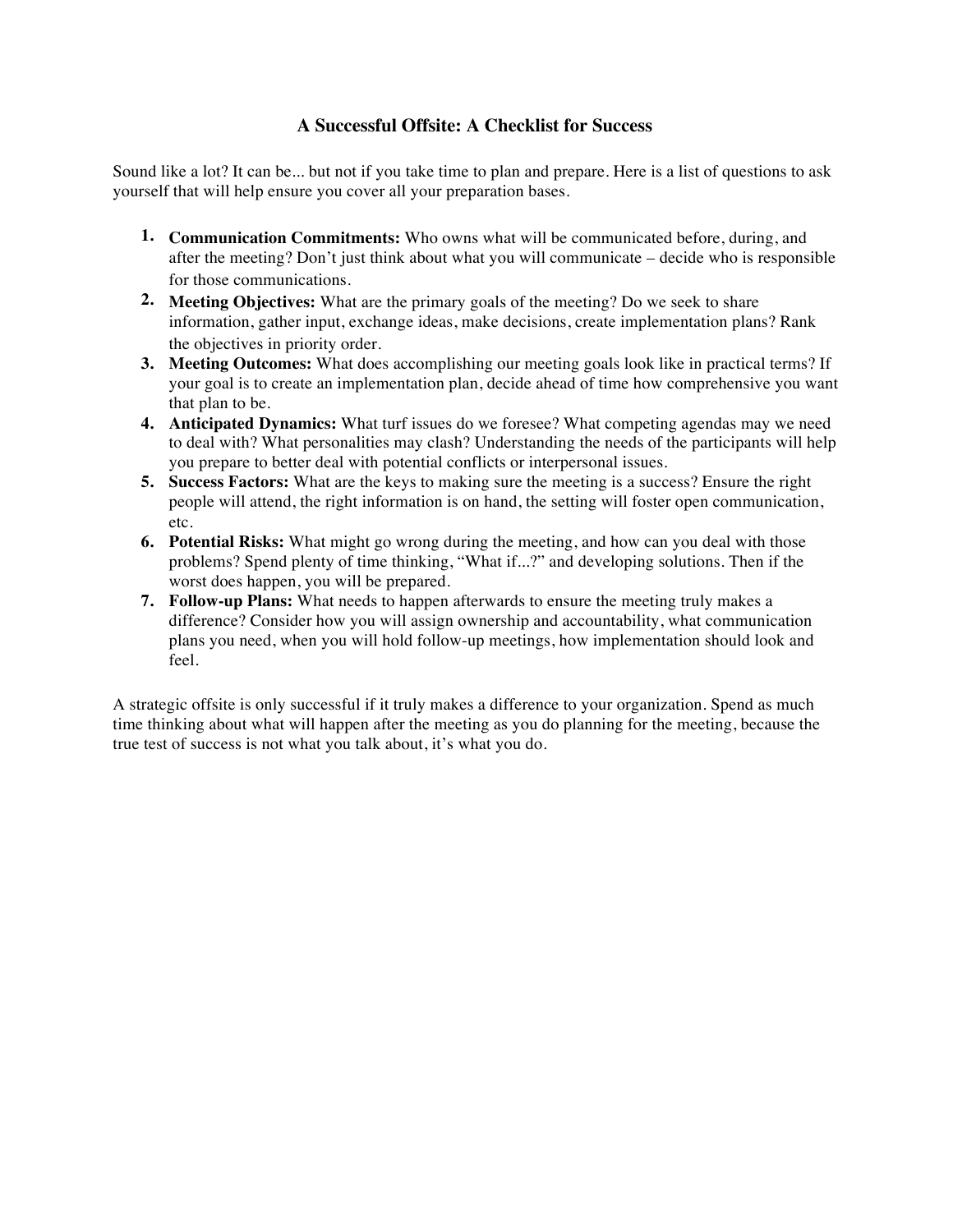## A Successful Offsite: A Checklist for Success

Sound like a lot? It can be... but not if you take time to plan and prepare. Here is a list of questions to ask yourself that will help ensure you cover all your preparation bases.

1. **Communication Commitments:** Who owns what will be communicated before, during, and after the meeting? Don't just think about what you will communicate – decide who is responsible for those communications.
2. **Meeting Objectives:** What are the primary goals of the meeting? Do we seek to share information, gather input, exchange ideas, make decisions, create implementation plans? Rank the objectives in priority order.
3. **Meeting Outcomes:** What does accomplishing our meeting goals look like in practical terms? If your goal is to create an implementation plan, decide ahead of time how comprehensive you want that plan to be.
4. **Anticipated Dynamics:** What turf issues do we foresee? What competing agendas may we need to deal with? What personalities may clash? Understanding the needs of the participants will help you prepare to better deal with potential conflicts or interpersonal issues.
5. **Success Factors:** What are the keys to making sure the meeting is a success? Ensure the right people will attend, the right information is on hand, the setting will foster open communication, etc.
6. **Potential Risks:** What might go wrong during the meeting, and how can you deal with those problems? Spend plenty of time thinking, "What if...?" and developing solutions. Then if the worst does happen, you will be prepared.
7. **Follow-up Plans:** What needs to happen afterwards to ensure the meeting truly makes a difference? Consider how you will assign ownership and accountability, what communication plans you need, when you will hold follow-up meetings, how implementation should look and feel.

A strategic offsite is only successful if it truly makes a difference to your organization. Spend as much time thinking about what will happen after the meeting as you do planning for the meeting, because the true test of success is not what you talk about, it's what you do.